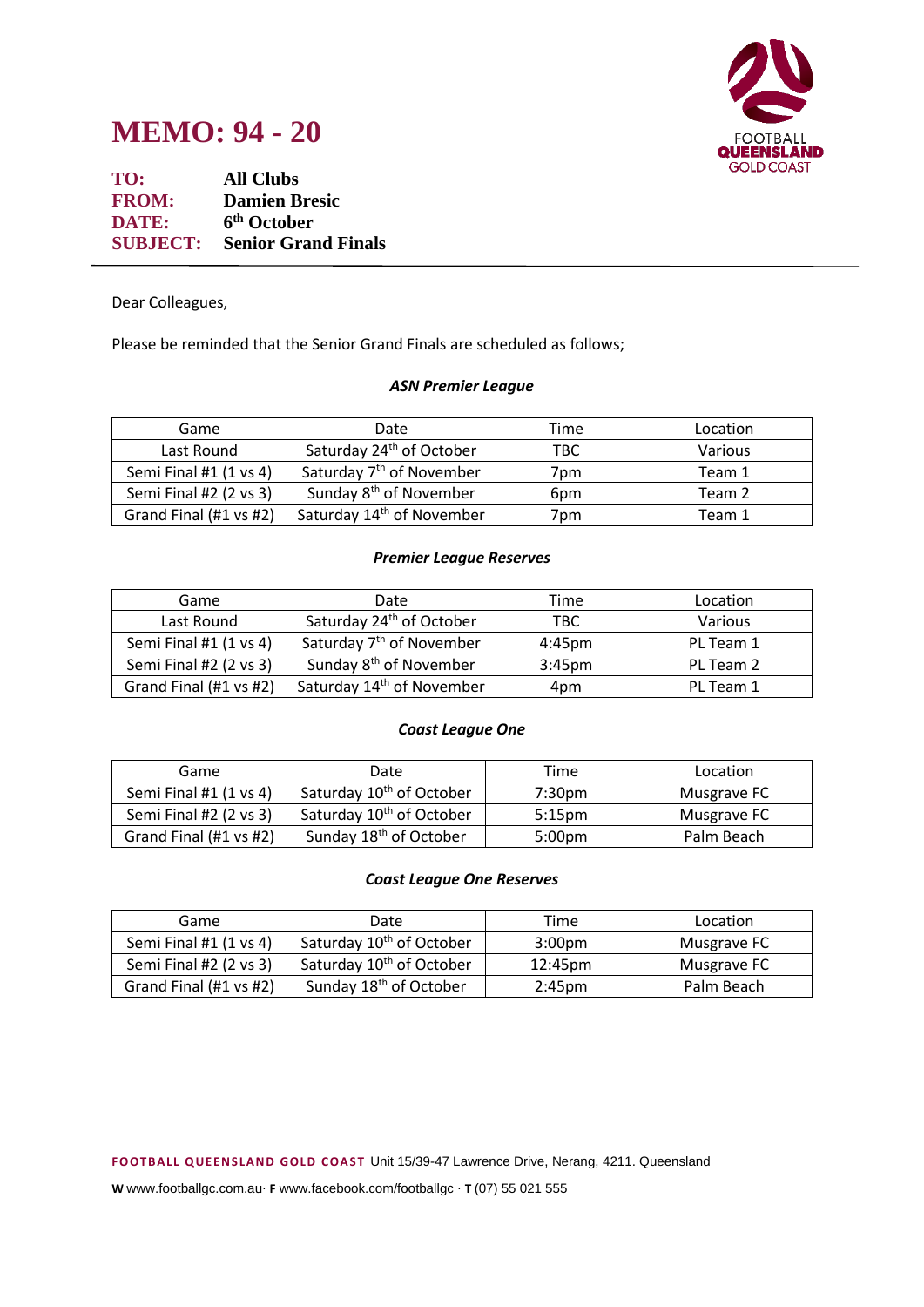# MEMO: 94 - 20

**TO:** All Clubs
**FROM:** Damien Bresic
**DATE:** 6th October
**SUBJECT:** Senior Grand Finals

---

Dear Colleagues,

Please be reminded that the Senior Grand Finals are scheduled as follows;

***ASN Premier League***

| Game | Date | Time | Location |
|---|---|---|---|
| Last Round | Saturday 24th of October | TBC | Various |
| Semi Final #1 (1 vs 4) | Saturday 7th of November | 7pm | Team 1 |
| Semi Final #2 (2 vs 3) | Sunday 8th of November | 6pm | Team 2 |
| Grand Final (#1 vs #2) | Saturday 14th of November | 7pm | Team 1 |

***Premier League Reserves***

| Game | Date | Time | Location |
|---|---|---|---|
| Last Round | Saturday 24th of October | TBC | Various |
| Semi Final #1 (1 vs 4) | Saturday 7th of November | 4:45pm | PL Team 1 |
| Semi Final #2 (2 vs 3) | Sunday 8th of November | 3:45pm | PL Team 2 |
| Grand Final (#1 vs #2) | Saturday 14th of November | 4pm | PL Team 1 |

***Coast League One***

| Game | Date | Time | Location |
|---|---|---|---|
| Semi Final #1 (1 vs 4) | Saturday 10th of October | 7:30pm | Musgrave FC |
| Semi Final #2 (2 vs 3) | Saturday 10th of October | 5:15pm | Musgrave FC |
| Grand Final (#1 vs #2) | Sunday 18th of October | 5:00pm | Palm Beach |

***Coast League One Reserves***

| Game | Date | Time | Location |
|---|---|---|---|
| Semi Final #1 (1 vs 4) | Saturday 10th of October | 3:00pm | Musgrave FC |
| Semi Final #2 (2 vs 3) | Saturday 10th of October | 12:45pm | Musgrave FC |
| Grand Final (#1 vs #2) | Sunday 18th of October | 2:45pm | Palm Beach |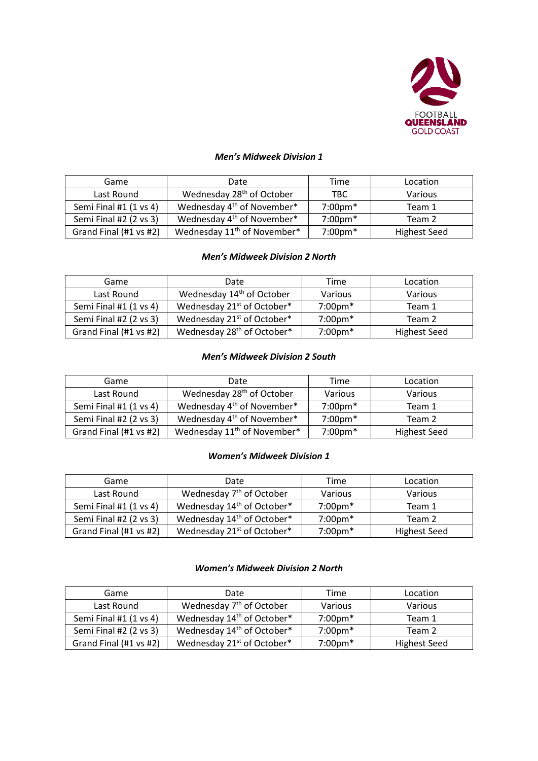FOOTBALL QUEENSLAND GOLD COAST

***Men's Midweek Division 1***

| Game | Date | Time | Location |
|---|---|---|---|
| Last Round | Wednesday 28th of October | TBC | Various |
| Semi Final #1 (1 vs 4) | Wednesday 4th of November* | 7:00pm* | Team 1 |
| Semi Final #2 (2 vs 3) | Wednesday 4th of November* | 7:00pm* | Team 2 |
| Grand Final (#1 vs #2) | Wednesday 11th of November* | 7:00pm* | Highest Seed |

***Men's Midweek Division 2 North***

| Game | Date | Time | Location |
|---|---|---|---|
| Last Round | Wednesday 14th of October | Various | Various |
| Semi Final #1 (1 vs 4) | Wednesday 21st of October* | 7:00pm* | Team 1 |
| Semi Final #2 (2 vs 3) | Wednesday 21st of October* | 7:00pm* | Team 2 |
| Grand Final (#1 vs #2) | Wednesday 28th of October* | 7:00pm* | Highest Seed |

***Men's Midweek Division 2 South***

| Game | Date | Time | Location |
|---|---|---|---|
| Last Round | Wednesday 28th of October | Various | Various |
| Semi Final #1 (1 vs 4) | Wednesday 4th of November* | 7:00pm* | Team 1 |
| Semi Final #2 (2 vs 3) | Wednesday 4th of November* | 7:00pm* | Team 2 |
| Grand Final (#1 vs #2) | Wednesday 11th of November* | 7:00pm* | Highest Seed |

***Women's Midweek Division 1***

| Game | Date | Time | Location |
|---|---|---|---|
| Last Round | Wednesday 7th of October | Various | Various |
| Semi Final #1 (1 vs 4) | Wednesday 14th of October* | 7:00pm* | Team 1 |
| Semi Final #2 (2 vs 3) | Wednesday 14th of October* | 7:00pm* | Team 2 |
| Grand Final (#1 vs #2) | Wednesday 21st of October* | 7:00pm* | Highest Seed |

***Women's Midweek Division 2 North***

| Game | Date | Time | Location |
|---|---|---|---|
| Last Round | Wednesday 7th of October | Various | Various |
| Semi Final #1 (1 vs 4) | Wednesday 14th of October* | 7:00pm* | Team 1 |
| Semi Final #2 (2 vs 3) | Wednesday 14th of October* | 7:00pm* | Team 2 |
| Grand Final (#1 vs #2) | Wednesday 21st of October* | 7:00pm* | Highest Seed |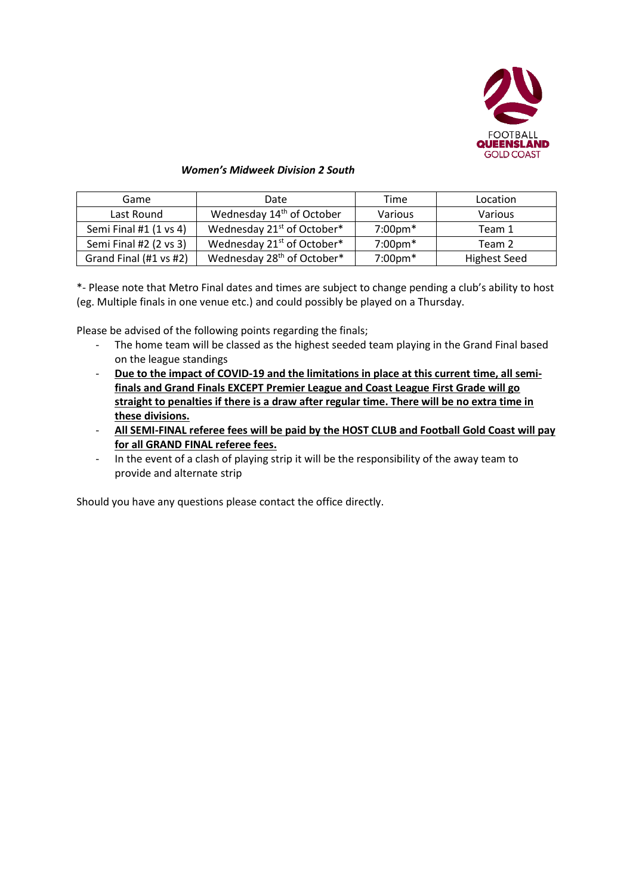FOOTBALL QUEENSLAND GOLD COAST

***Women's Midweek Division 2 South***

| Game | Date | Time | Location |
|---|---|---|---|
| Last Round | Wednesday 14th of October | Various | Various |
| Semi Final #1 (1 vs 4) | Wednesday 21st of October* | 7:00pm* | Team 1 |
| Semi Final #2 (2 vs 3) | Wednesday 21st of October* | 7:00pm* | Team 2 |
| Grand Final (#1 vs #2) | Wednesday 28th of October* | 7:00pm* | Highest Seed |

*- Please note that Metro Final dates and times are subject to change pending a club's ability to host (eg. Multiple finals in one venue etc.) and could possibly be played on a Thursday.

Please be advised of the following points regarding the finals;

- The home team will be classed as the highest seeded team playing in the Grand Final based on the league standings
- **Due to the impact of COVID-19 and the limitations in place at this current time, all semi-finals and Grand Finals EXCEPT Premier League and Coast League First Grade will go straight to penalties if there is a draw after regular time. There will be no extra time in these divisions.**
- **All SEMI-FINAL referee fees will be paid by the HOST CLUB and Football Gold Coast will pay for all GRAND FINAL referee fees.**
- In the event of a clash of playing strip it will be the responsibility of the away team to provide and alternate strip

Should you have any questions please contact the office directly.